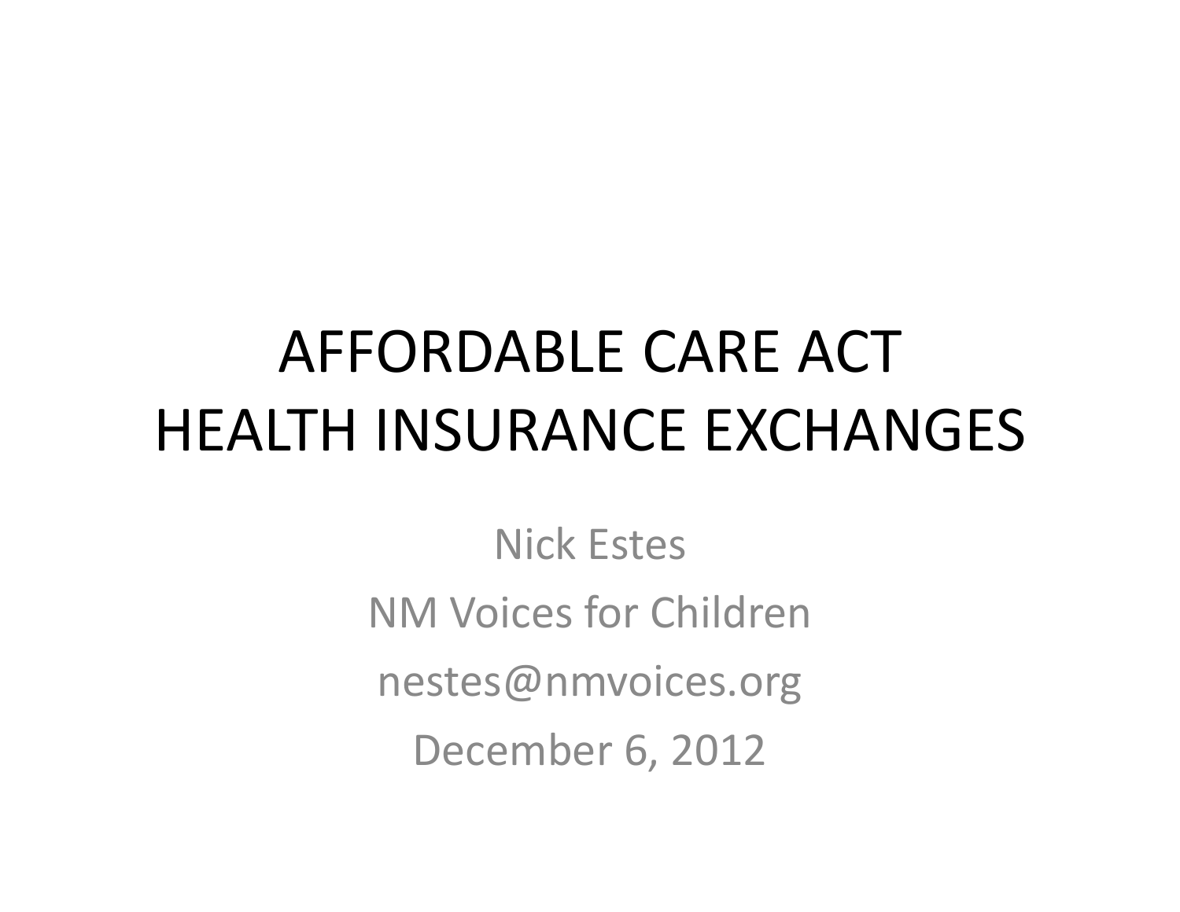# AFFORDABLE CARE ACT HEALTH INSURANCE EXCHANGES

Nick Estes

NM Voices for Children

nestes@nmvoices.org

December 6, 2012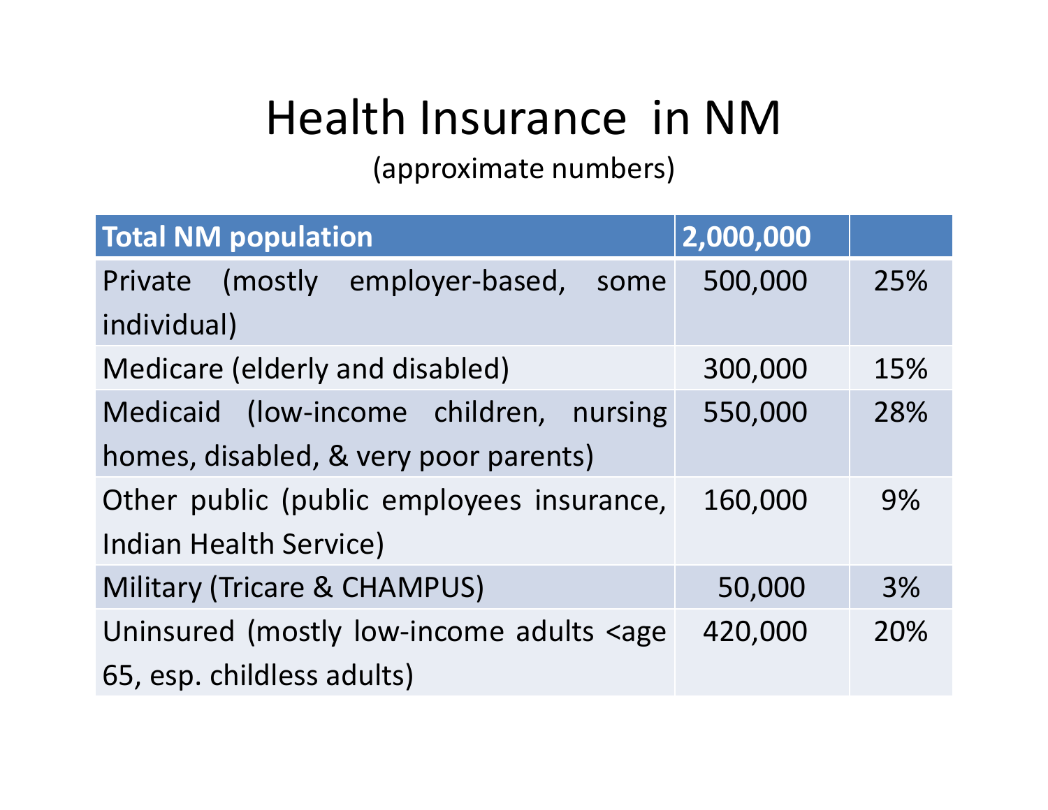# Health Insurance in NM

(approximate numbers)

| Total NM population | 2,000,000 | |
|---|---|---|
| Private (mostly employer-based, some individual) | 500,000 | 25% |
| Medicare (elderly and disabled) | 300,000 | 15% |
| Medicaid (low-income children, nursing homes, disabled, & very poor parents) | 550,000 | 28% |
| Other public (public employees insurance, Indian Health Service) | 160,000 | 9% |
| Military (Tricare & CHAMPUS) | 50,000 | 3% |
| Uninsured (mostly low-income adults <age 65, esp. childless adults) | 420,000 | 20% |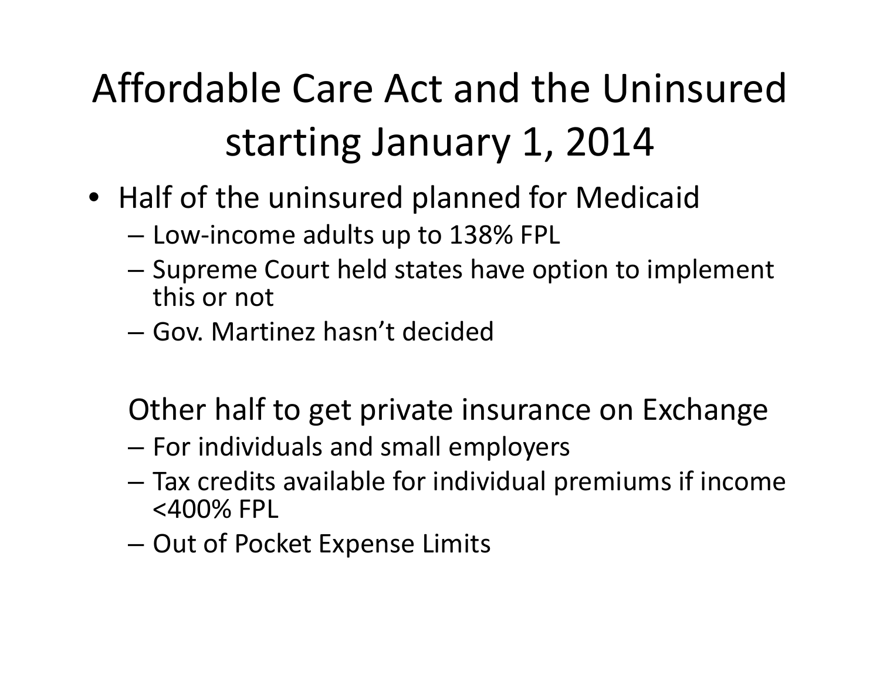# Affordable Care Act and the Uninsured starting January 1, 2014

- Half of the uninsured planned for Medicaid
  - Low-income adults up to 138% FPL
  - Supreme Court held states have option to implement this or not
  - Gov. Martinez hasn't decided

  Other half to get private insurance on Exchange
  - For individuals and small employers
  - Tax credits available for individual premiums if income <400% FPL
  - Out of Pocket Expense Limits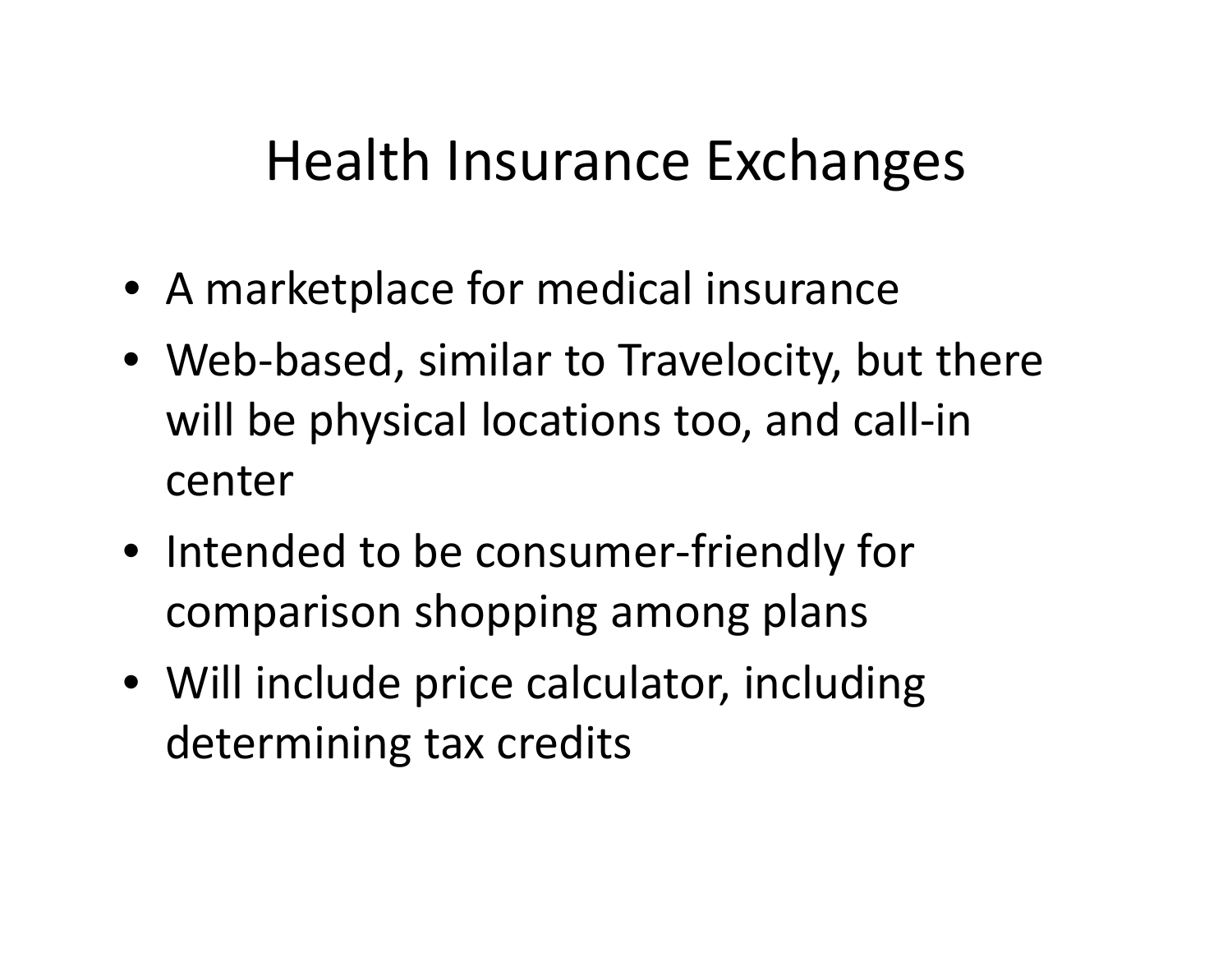# Health Insurance Exchanges

- A marketplace for medical insurance
- Web-based, similar to Travelocity, but there will be physical locations too, and call-in center
- Intended to be consumer-friendly for comparison shopping among plans
- Will include price calculator, including determining tax credits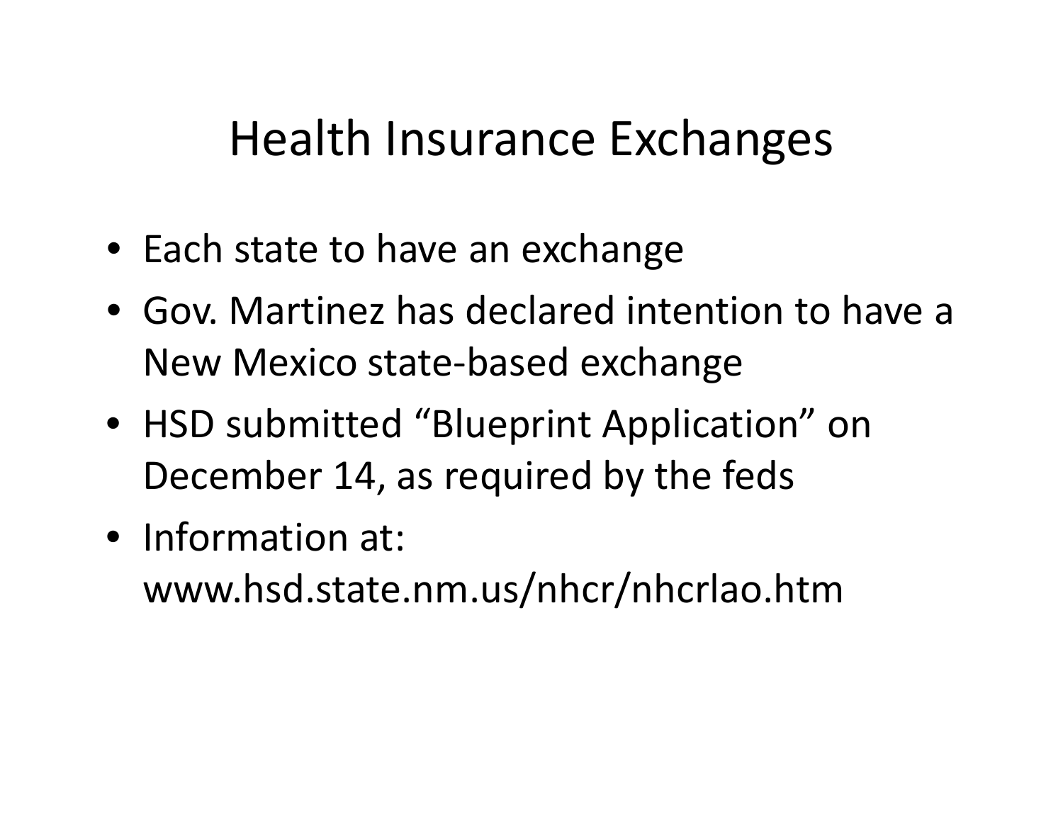# Health Insurance Exchanges

- Each state to have an exchange
- Gov. Martinez has declared intention to have a New Mexico state-based exchange
- HSD submitted “Blueprint Application” on December 14, as required by the feds
- Information at: www.hsd.state.nm.us/nhcr/nhcrlao.htm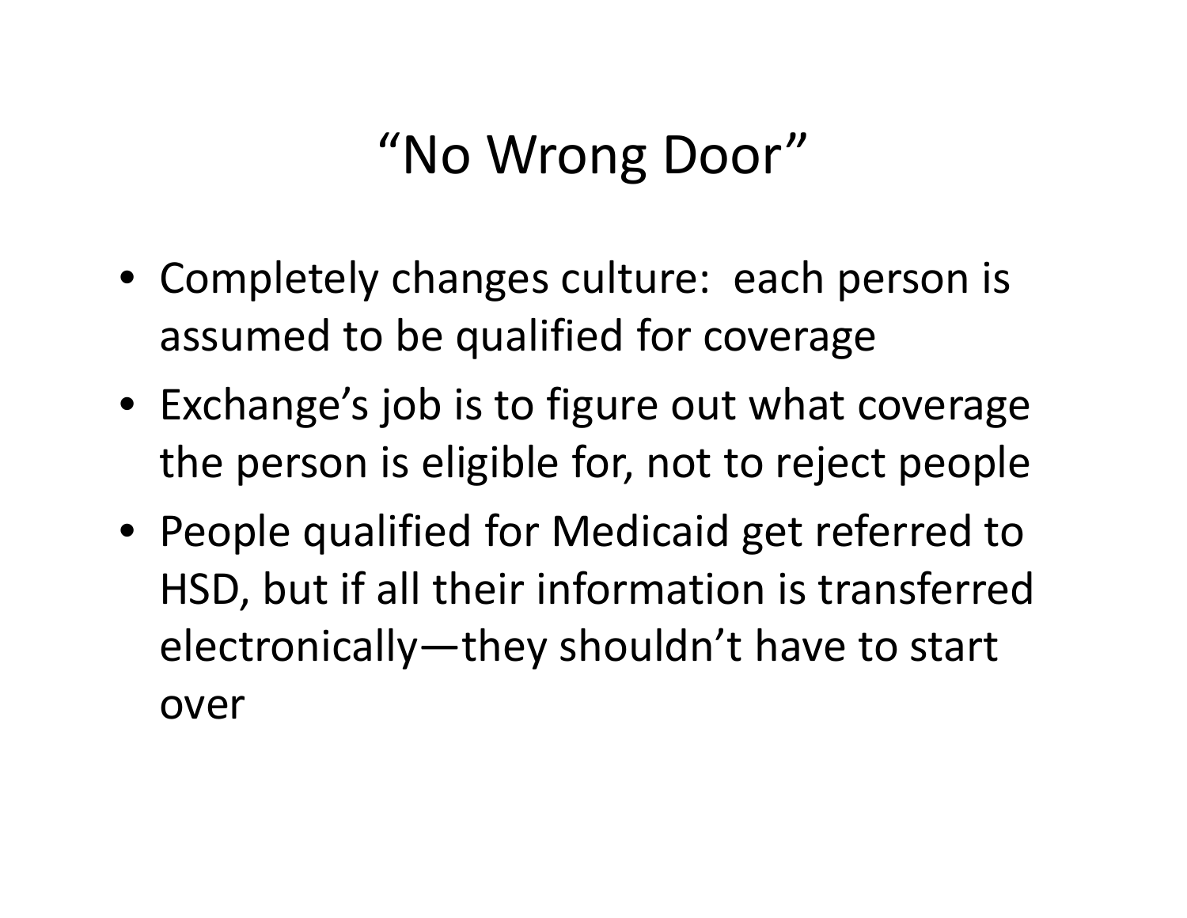# “No Wrong Door”

- Completely changes culture: each person is assumed to be qualified for coverage
- Exchange’s job is to figure out what coverage the person is eligible for, not to reject people
- People qualified for Medicaid get referred to HSD, but if all their information is transferred electronically—they shouldn’t have to start over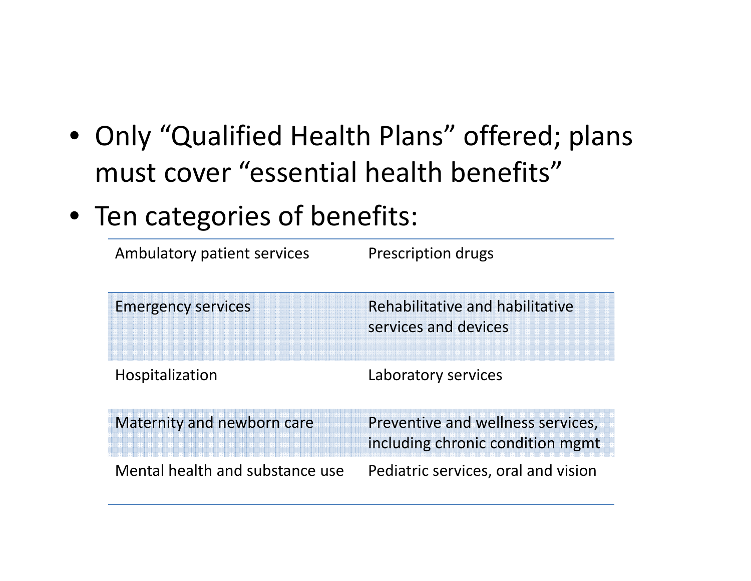- Only “Qualified Health Plans” offered; plans must cover “essential health benefits”
- Ten categories of benefits:

| | |
|---|---|
| Ambulatory patient services | Prescription drugs |
| Emergency services | Rehabilitative and habilitative services and devices |
| Hospitalization | Laboratory services |
| Maternity and newborn care | Preventive and wellness services, including chronic condition mgmt |
| Mental health and substance use | Pediatric services, oral and vision |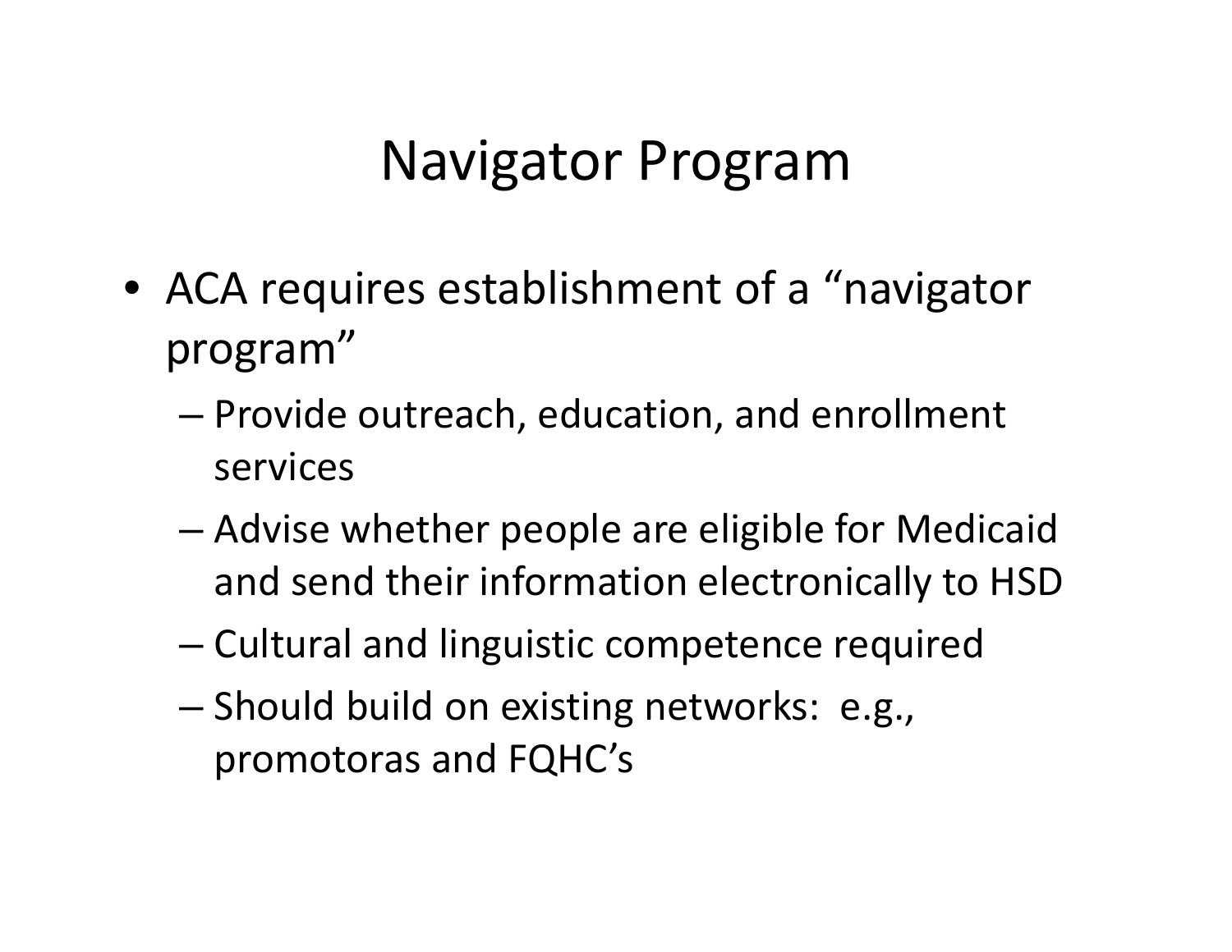# Navigator Program

- ACA requires establishment of a "navigator program"
  - Provide outreach, education, and enrollment services
  - Advise whether people are eligible for Medicaid and send their information electronically to HSD
  - Cultural and linguistic competence required
  - Should build on existing networks: e.g., promotoras and FQHC's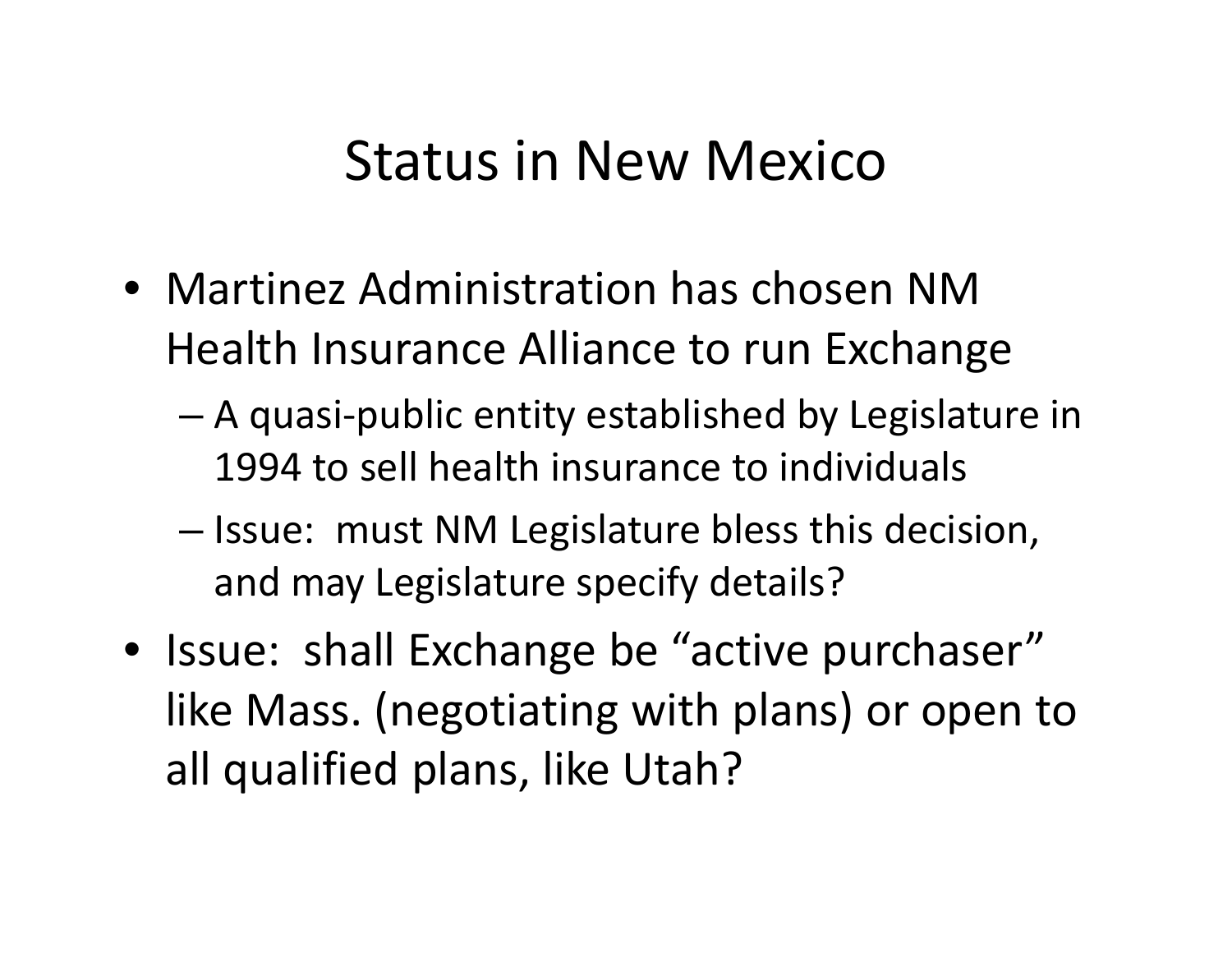# Status in New Mexico

- Martinez Administration has chosen NM Health Insurance Alliance to run Exchange
  - A quasi-public entity established by Legislature in 1994 to sell health insurance to individuals
  - Issue: must NM Legislature bless this decision, and may Legislature specify details?
- Issue: shall Exchange be "active purchaser" like Mass. (negotiating with plans) or open to all qualified plans, like Utah?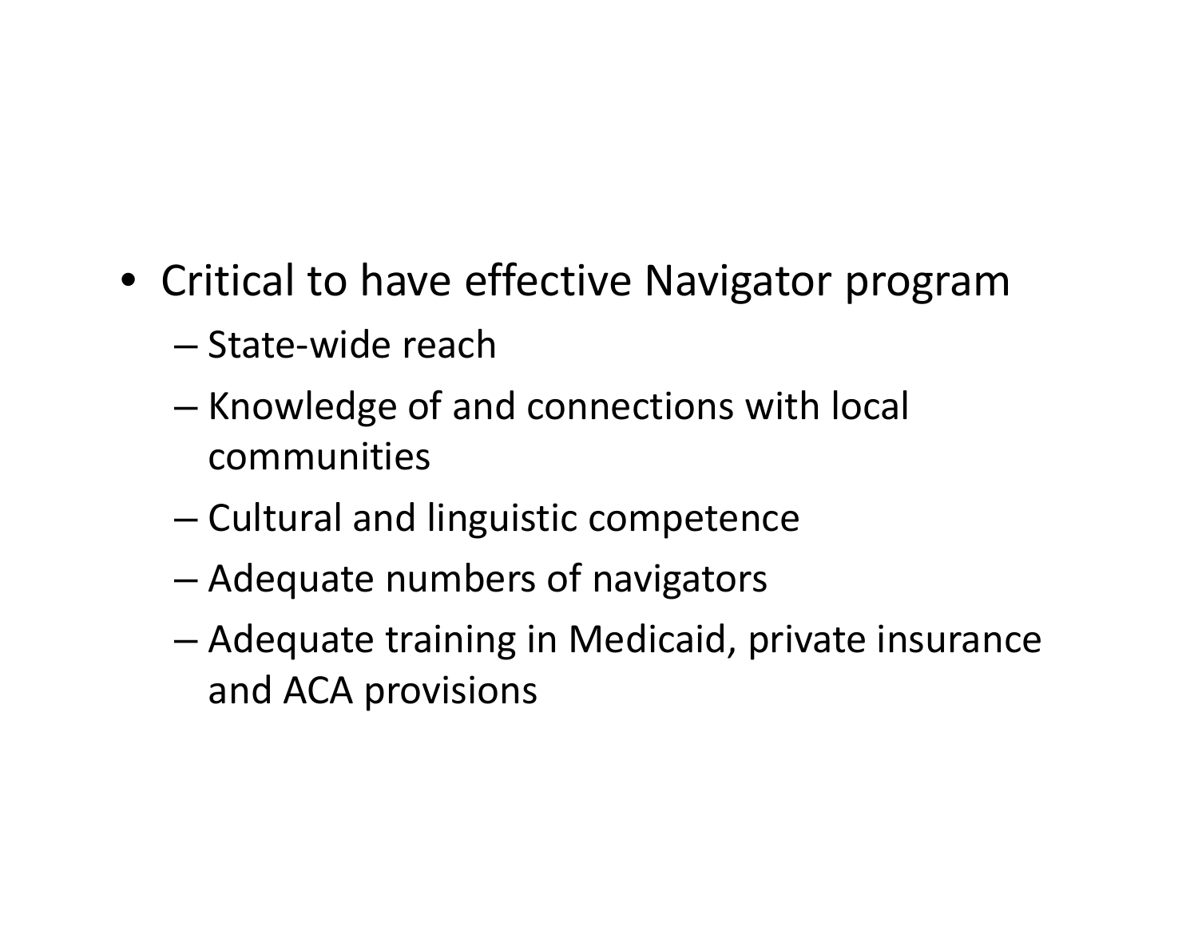- Critical to have effective Navigator program
  - State-wide reach
  - Knowledge of and connections with local communities
  - Cultural and linguistic competence
  - Adequate numbers of navigators
  - Adequate training in Medicaid, private insurance and ACA provisions